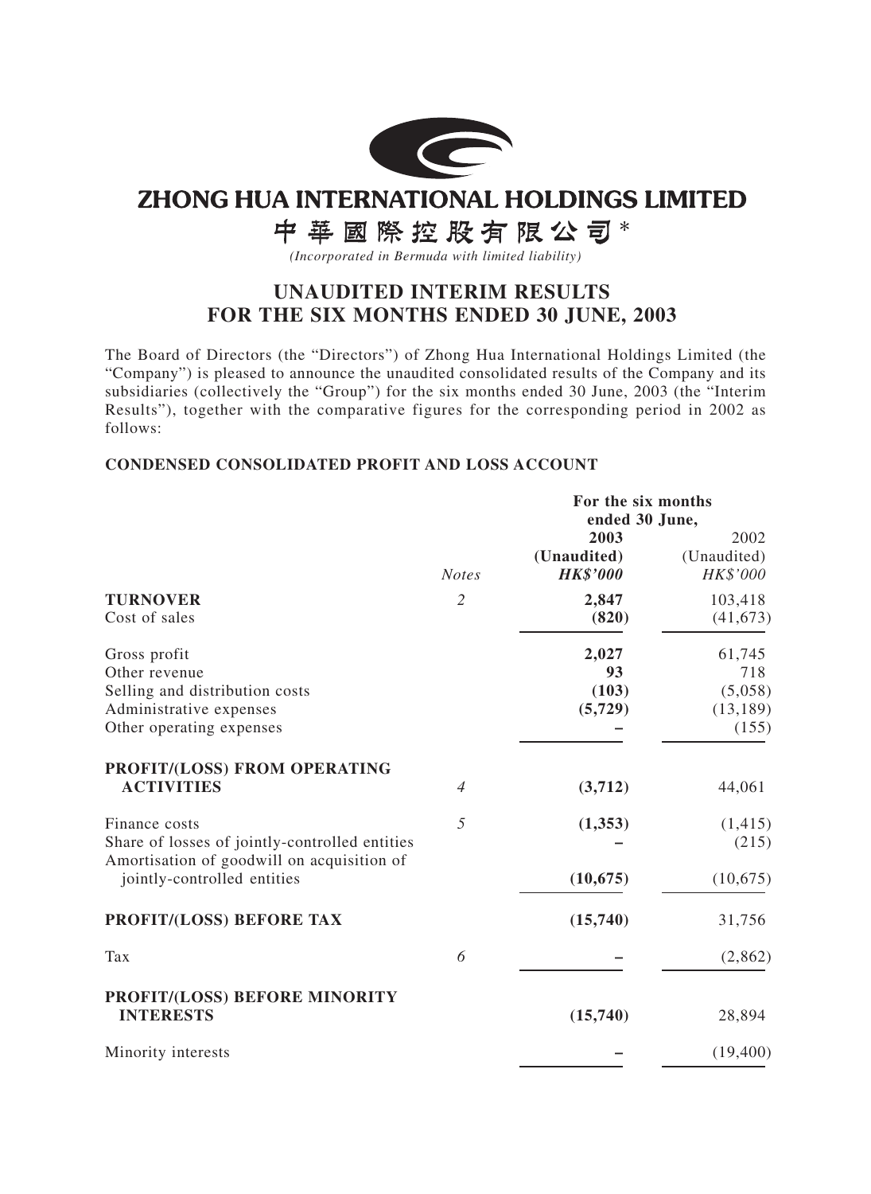# ZHONG HUA INTERNATIONAL HOLDINGS LIMITED

# 中華國際控股有限公司*

*(Incorporated in Bermuda with limited liability)*

## UNAUDITED INTERIM RESULTS FOR THE SIX MONTHS ENDED 30 JUNE, 2003

The Board of Directors (the "Directors") of Zhong Hua International Holdings Limited (the "Company") is pleased to announce the unaudited consolidated results of the Company and its subsidiaries (collectively the "Group") for the six months ended 30 June, 2003 (the "Interim Results"), together with the comparative figures for the corresponding period in 2002 as follows:

### CONDENSED CONSOLIDATED PROFIT AND LOSS ACCOUNT

| | | For the six months ended 30 June, | |
|---|---|---|---|
| | | **2003** | 2002 |
| | | **(Unaudited)** | (Unaudited) |
| | *Notes* | ***HK$'000*** | *HK$'000* |
| **TURNOVER** | *2* | **2,847** | 103,418 |
| Cost of sales | | **(820)** | (41,673) |
| Gross profit | | **2,027** | 61,745 |
| Other revenue | | **93** | 718 |
| Selling and distribution costs | | **(103)** | (5,058) |
| Administrative expenses | | **(5,729)** | (13,189) |
| Other operating expenses | | **–** | (155) |
| **PROFIT/(LOSS) FROM OPERATING ACTIVITIES** | *4* | **(3,712)** | 44,061 |
| Finance costs | *5* | **(1,353)** | (1,415) |
| Share of losses of jointly-controlled entities | | **–** | (215) |
| Amortisation of goodwill on acquisition of jointly-controlled entities | | **(10,675)** | (10,675) |
| **PROFIT/(LOSS) BEFORE TAX** | | **(15,740)** | 31,756 |
| Tax | *6* | **–** | (2,862) |
| **PROFIT/(LOSS) BEFORE MINORITY INTERESTS** | | **(15,740)** | 28,894 |
| Minority interests | | **–** | (19,400) |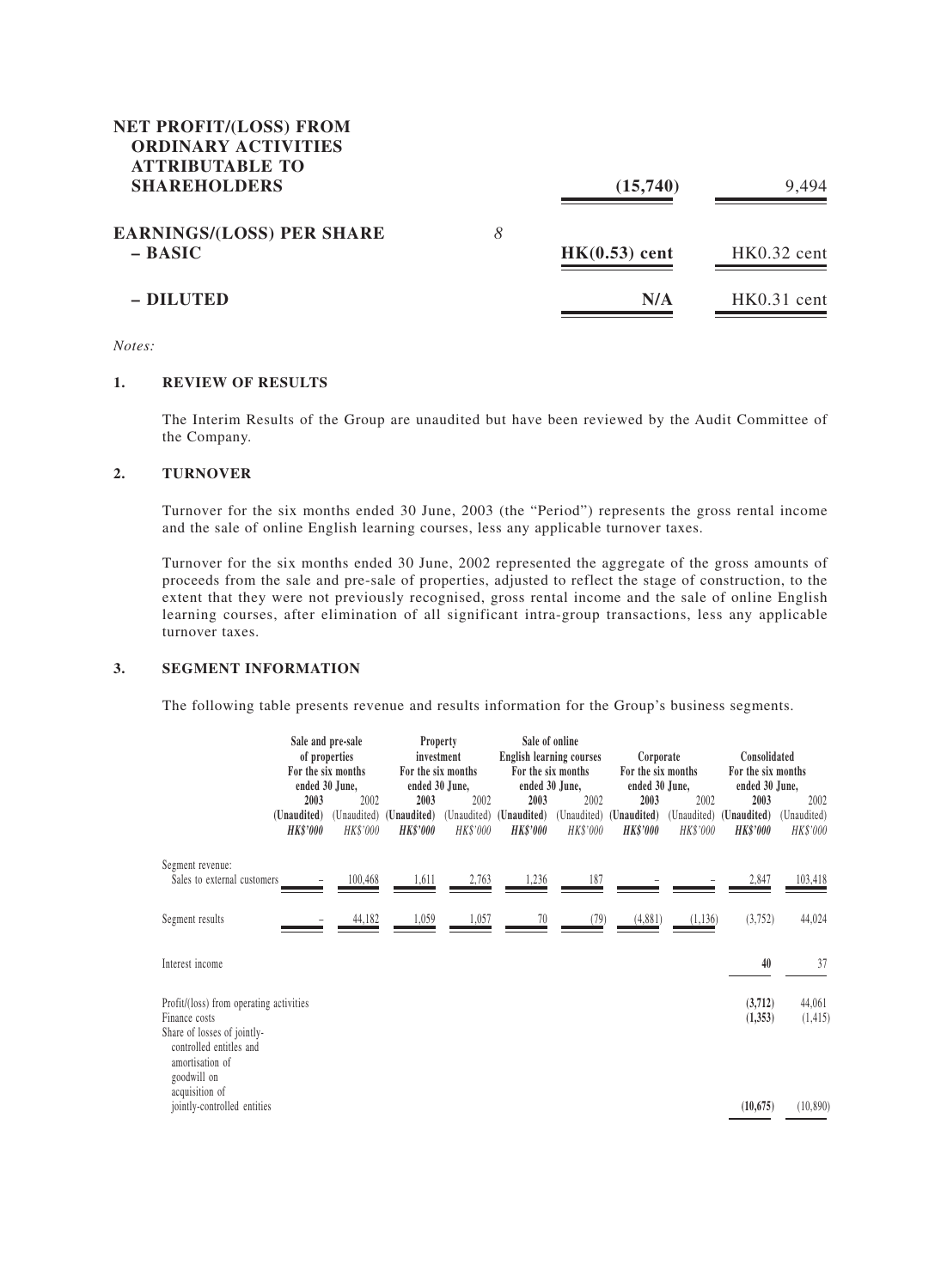| | Note | 2003 | 2002 |
|---|---|---|---|
| **NET PROFIT/(LOSS) FROM ORDINARY ACTIVITIES ATTRIBUTABLE TO SHAREHOLDERS** | | **(15,740)** | 9,494 |
| **EARNINGS/(LOSS) PER SHARE** | *8* | | |
| **– BASIC** | | **HK(0.53) cent** | HK0.32 cent |
| **– DILUTED** | | **N/A** | HK0.31 cent |

*Notes:*

**1. REVIEW OF RESULTS**

The Interim Results of the Group are unaudited but have been reviewed by the Audit Committee of the Company.

**2. TURNOVER**

Turnover for the six months ended 30 June, 2003 (the "Period") represents the gross rental income and the sale of online English learning courses, less any applicable turnover taxes.

Turnover for the six months ended 30 June, 2002 represented the aggregate of the gross amounts of proceeds from the sale and pre-sale of properties, adjusted to reflect the stage of construction, to the extent that they were not previously recognised, gross rental income and the sale of online English learning courses, after elimination of all significant intra-group transactions, less any applicable turnover taxes.

**3. SEGMENT INFORMATION**

The following table presents revenue and results information for the Group's business segments.

| | Sale and pre-sale of properties For the six months ended 30 June, | | Property investment For the six months ended 30 June, | | Sale of online English learning courses For the six months ended 30 June, | | Corporate For the six months ended 30 June, | | Consolidated For the six months ended 30 June, | |
|---|---|---|---|---|---|---|---|---|---|---|
| | **2003** | 2002 | **2003** | 2002 | **2003** | 2002 | **2003** | 2002 | **2003** | 2002 |
| | **(Unaudited)** | (Unaudited) | **(Unaudited)** | (Unaudited) | **(Unaudited)** | (Unaudited) | **(Unaudited)** | (Unaudited) | **(Unaudited)** | (Unaudited) |
| | ***HK$'000*** | *HK$'000* | ***HK$'000*** | *HK$'000* | ***HK$'000*** | *HK$'000* | ***HK$'000*** | *HK$'000* | ***HK$'000*** | *HK$'000* |
| Segment revenue: | | | | | | | | | | |
| Sales to external customers | – | 100,468 | 1,611 | 2,763 | 1,236 | 187 | – | – | 2,847 | 103,418 |
| Segment results | – | 44,182 | 1,059 | 1,057 | 70 | (79) | (4,881) | (1,136) | (3,752) | 44,024 |
| Interest income | | | | | | | | | **40** | 37 |
| Profit/(loss) from operating activities | | | | | | | | | **(3,712)** | 44,061 |
| Finance costs | | | | | | | | | **(1,353)** | (1,415) |
| Share of losses of jointly-controlled entitles and amortisation of goodwill on acquisition of jointly-controlled entities | | | | | | | | | **(10,675)** | (10,890) |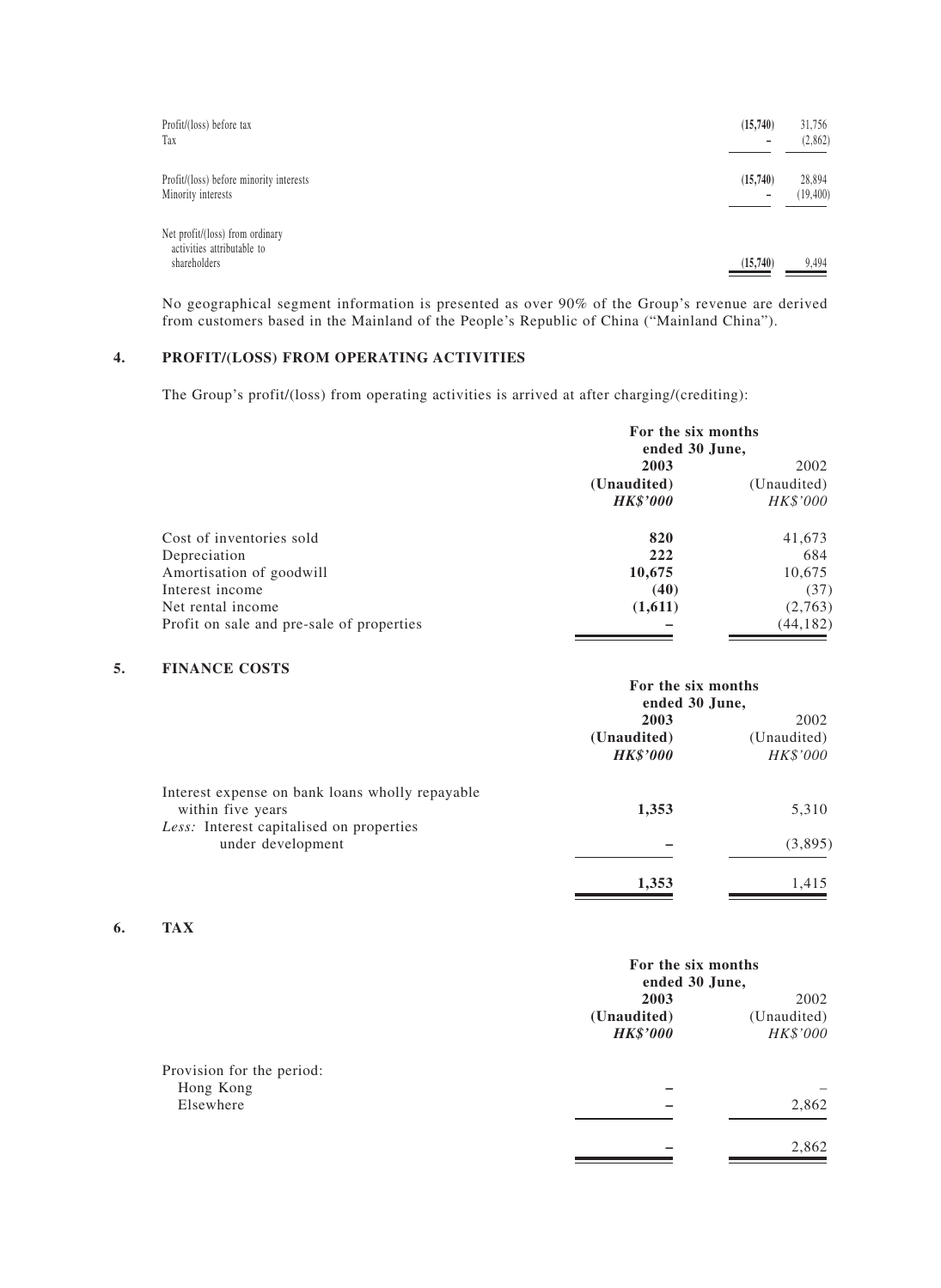| | | |
|---|---|---|
| Profit/(loss) before tax | **(15,740)** | 31,756 |
| Tax | **–** | (2,862) |
| Profit/(loss) before minority interests | **(15,740)** | 28,894 |
| Minority interests | **–** | (19,400) |
| Net profit/(loss) from ordinary activities attributable to shareholders | **(15,740)** | 9,494 |

No geographical segment information is presented as over 90% of the Group's revenue are derived from customers based in the Mainland of the People's Republic of China ("Mainland China").

## 4. PROFIT/(LOSS) FROM OPERATING ACTIVITIES

The Group's profit/(loss) from operating activities is arrived at after charging/(crediting):

| | For the six months ended 30 June, | |
|---|---|---|
| | **2003** | 2002 |
| | **(Unaudited)** | (Unaudited) |
| | ***HK$'000*** | *HK$'000* |
| Cost of inventories sold | **820** | 41,673 |
| Depreciation | **222** | 684 |
| Amortisation of goodwill | **10,675** | 10,675 |
| Interest income | **(40)** | (37) |
| Net rental income | **(1,611)** | (2,763) |
| Profit on sale and pre-sale of properties | **–** | (44,182) |

## 5. FINANCE COSTS

| | For the six months ended 30 June, | |
|---|---|---|
| | **2003** | 2002 |
| | **(Unaudited)** | (Unaudited) |
| | ***HK$'000*** | *HK$'000* |
| Interest expense on bank loans wholly repayable within five years | **1,353** | 5,310 |
| *Less:* Interest capitalised on properties under development | **–** | (3,895) |
| | **1,353** | 1,415 |

## 6. TAX

| | For the six months ended 30 June, | |
|---|---|---|
| | **2003** | 2002 |
| | **(Unaudited)** | (Unaudited) |
| | ***HK$'000*** | *HK$'000* |
| Provision for the period: | | |
| Hong Kong | **–** | – |
| Elsewhere | **–** | 2,862 |
| | **–** | 2,862 |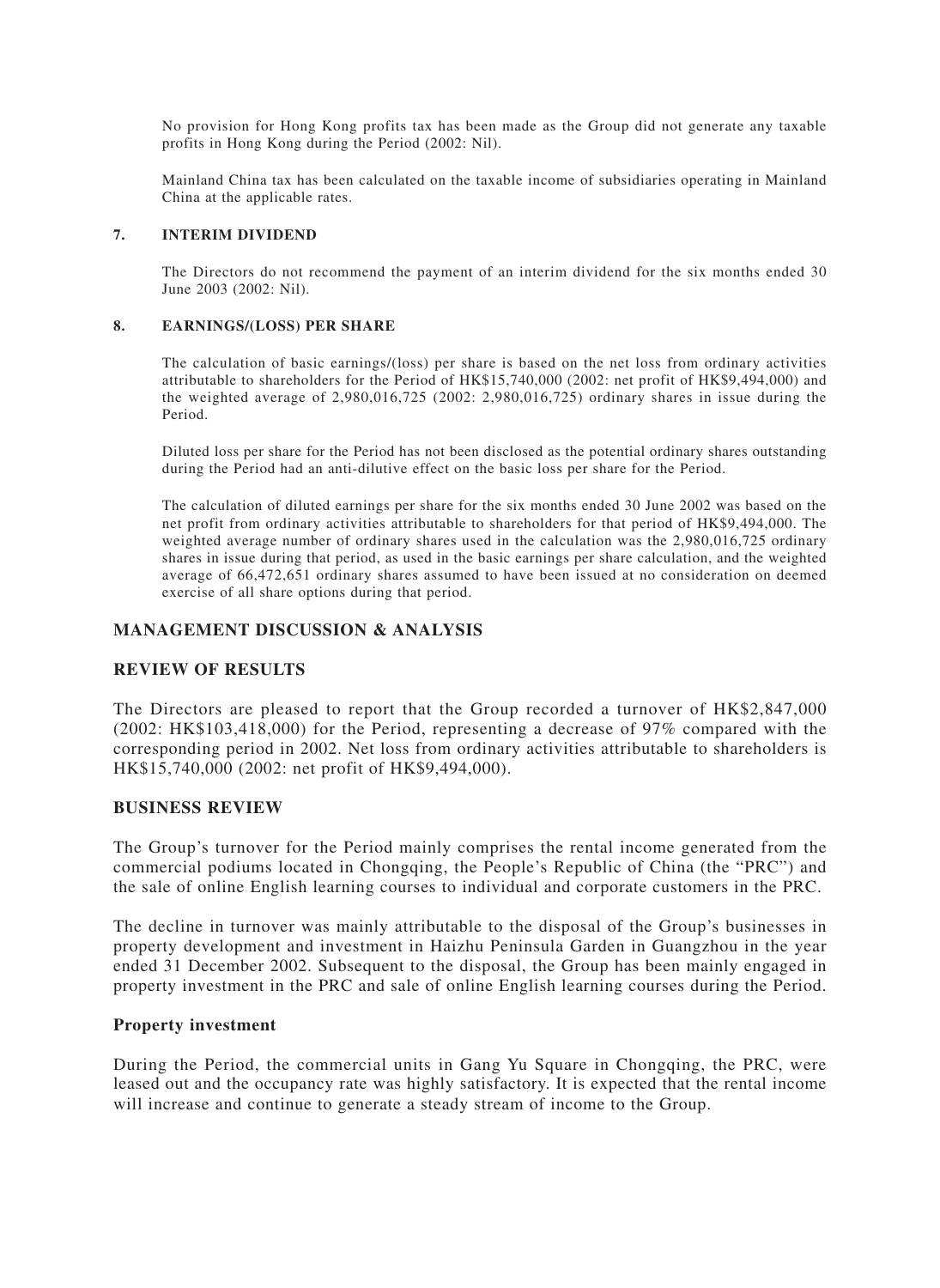No provision for Hong Kong profits tax has been made as the Group did not generate any taxable profits in Hong Kong during the Period (2002: Nil).

Mainland China tax has been calculated on the taxable income of subsidiaries operating in Mainland China at the applicable rates.

### 7. INTERIM DIVIDEND

The Directors do not recommend the payment of an interim dividend for the six months ended 30 June 2003 (2002: Nil).

### 8. EARNINGS/(LOSS) PER SHARE

The calculation of basic earnings/(loss) per share is based on the net loss from ordinary activities attributable to shareholders for the Period of HK$15,740,000 (2002: net profit of HK$9,494,000) and the weighted average of 2,980,016,725 (2002: 2,980,016,725) ordinary shares in issue during the Period.

Diluted loss per share for the Period has not been disclosed as the potential ordinary shares outstanding during the Period had an anti-dilutive effect on the basic loss per share for the Period.

The calculation of diluted earnings per share for the six months ended 30 June 2002 was based on the net profit from ordinary activities attributable to shareholders for that period of HK$9,494,000. The weighted average number of ordinary shares used in the calculation was the 2,980,016,725 ordinary shares in issue during that period, as used in the basic earnings per share calculation, and the weighted average of 66,472,651 ordinary shares assumed to have been issued at no consideration on deemed exercise of all share options during that period.

## MANAGEMENT DISCUSSION & ANALYSIS

## REVIEW OF RESULTS

The Directors are pleased to report that the Group recorded a turnover of HK$2,847,000 (2002: HK$103,418,000) for the Period, representing a decrease of 97% compared with the corresponding period in 2002. Net loss from ordinary activities attributable to shareholders is HK$15,740,000 (2002: net profit of HK$9,494,000).

## BUSINESS REVIEW

The Group's turnover for the Period mainly comprises the rental income generated from the commercial podiums located in Chongqing, the People's Republic of China (the "PRC") and the sale of online English learning courses to individual and corporate customers in the PRC.

The decline in turnover was mainly attributable to the disposal of the Group's businesses in property development and investment in Haizhu Peninsula Garden in Guangzhou in the year ended 31 December 2002. Subsequent to the disposal, the Group has been mainly engaged in property investment in the PRC and sale of online English learning courses during the Period.

### Property investment

During the Period, the commercial units in Gang Yu Square in Chongqing, the PRC, were leased out and the occupancy rate was highly satisfactory. It is expected that the rental income will increase and continue to generate a steady stream of income to the Group.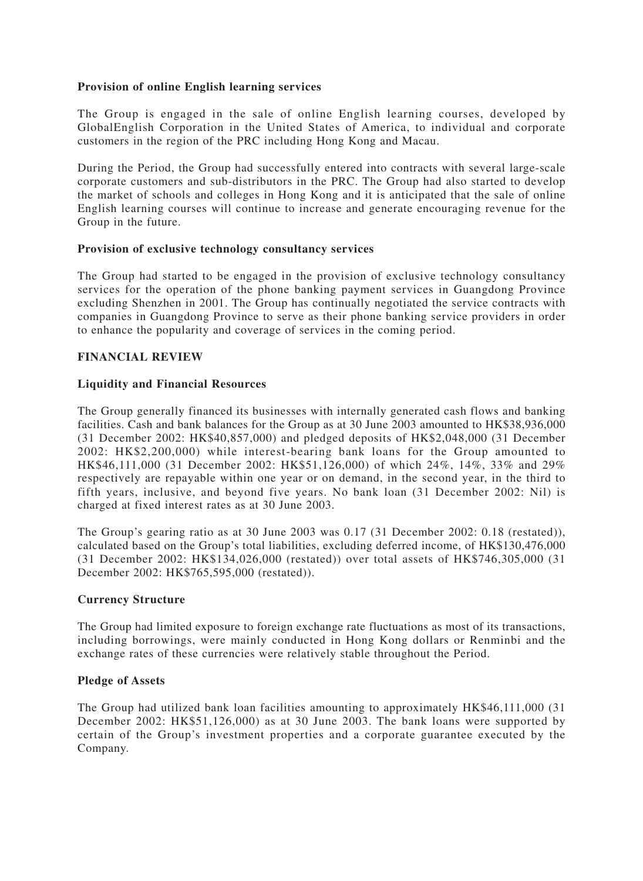### Provision of online English learning services

The Group is engaged in the sale of online English learning courses, developed by GlobalEnglish Corporation in the United States of America, to individual and corporate customers in the region of the PRC including Hong Kong and Macau.

During the Period, the Group had successfully entered into contracts with several large-scale corporate customers and sub-distributors in the PRC. The Group had also started to develop the market of schools and colleges in Hong Kong and it is anticipated that the sale of online English learning courses will continue to increase and generate encouraging revenue for the Group in the future.

### Provision of exclusive technology consultancy services

The Group had started to be engaged in the provision of exclusive technology consultancy services for the operation of the phone banking payment services in Guangdong Province excluding Shenzhen in 2001. The Group has continually negotiated the service contracts with companies in Guangdong Province to serve as their phone banking service providers in order to enhance the popularity and coverage of services in the coming period.

## FINANCIAL REVIEW

### Liquidity and Financial Resources

The Group generally financed its businesses with internally generated cash flows and banking facilities. Cash and bank balances for the Group as at 30 June 2003 amounted to HK$38,936,000 (31 December 2002: HK$40,857,000) and pledged deposits of HK$2,048,000 (31 December 2002: HK$2,200,000) while interest-bearing bank loans for the Group amounted to HK$46,111,000 (31 December 2002: HK$51,126,000) of which 24%, 14%, 33% and 29% respectively are repayable within one year or on demand, in the second year, in the third to fifth years, inclusive, and beyond five years. No bank loan (31 December 2002: Nil) is charged at fixed interest rates as at 30 June 2003.

The Group's gearing ratio as at 30 June 2003 was 0.17 (31 December 2002: 0.18 (restated)), calculated based on the Group's total liabilities, excluding deferred income, of HK$130,476,000 (31 December 2002: HK$134,026,000 (restated)) over total assets of HK$746,305,000 (31 December 2002: HK$765,595,000 (restated)).

### Currency Structure

The Group had limited exposure to foreign exchange rate fluctuations as most of its transactions, including borrowings, were mainly conducted in Hong Kong dollars or Renminbi and the exchange rates of these currencies were relatively stable throughout the Period.

### Pledge of Assets

The Group had utilized bank loan facilities amounting to approximately HK$46,111,000 (31 December 2002: HK$51,126,000) as at 30 June 2003. The bank loans were supported by certain of the Group's investment properties and a corporate guarantee executed by the Company.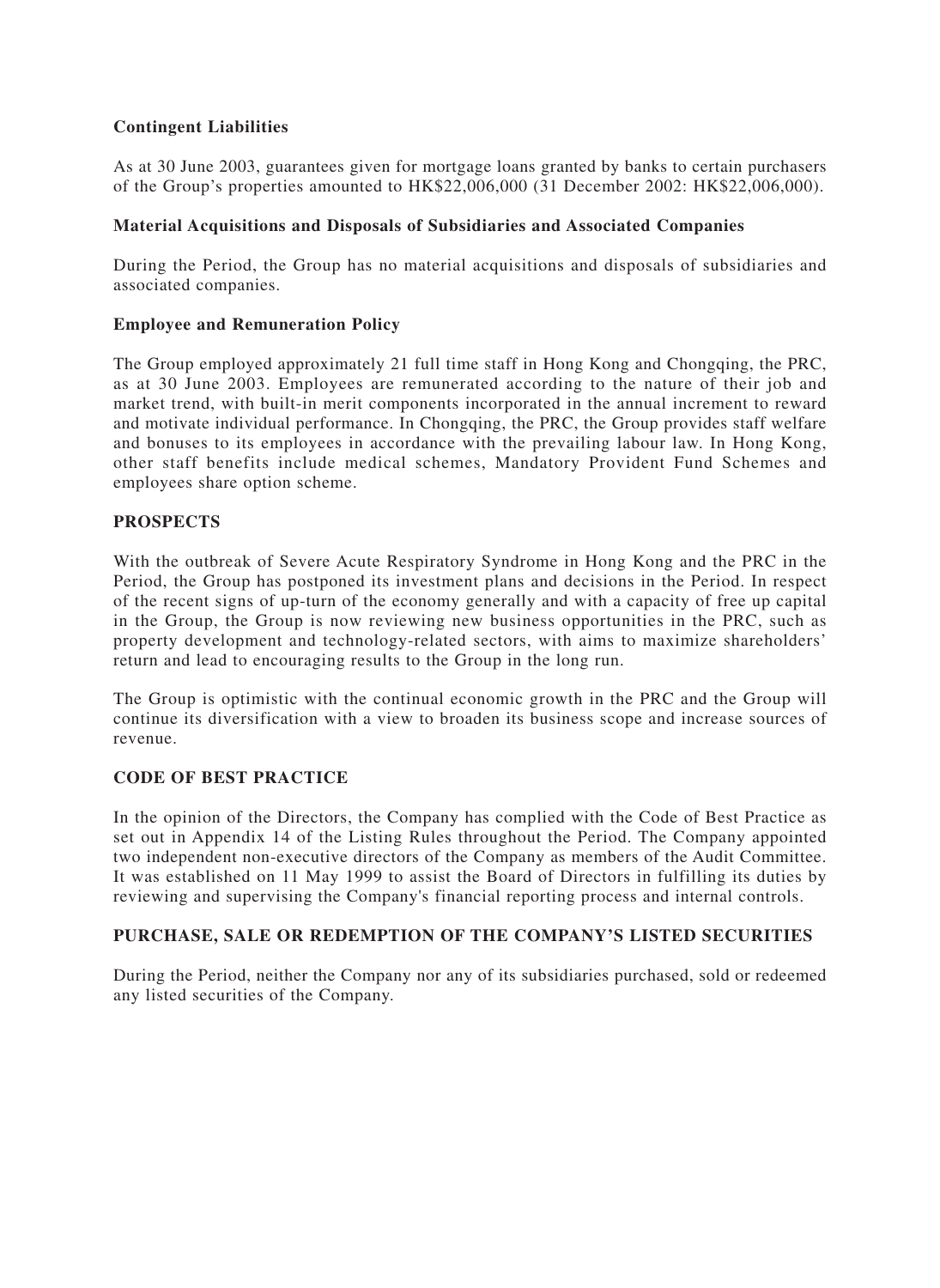### Contingent Liabilities

As at 30 June 2003, guarantees given for mortgage loans granted by banks to certain purchasers of the Group's properties amounted to HK$22,006,000 (31 December 2002: HK$22,006,000).

### Material Acquisitions and Disposals of Subsidiaries and Associated Companies

During the Period, the Group has no material acquisitions and disposals of subsidiaries and associated companies.

### Employee and Remuneration Policy

The Group employed approximately 21 full time staff in Hong Kong and Chongqing, the PRC, as at 30 June 2003. Employees are remunerated according to the nature of their job and market trend, with built-in merit components incorporated in the annual increment to reward and motivate individual performance. In Chongqing, the PRC, the Group provides staff welfare and bonuses to its employees in accordance with the prevailing labour law. In Hong Kong, other staff benefits include medical schemes, Mandatory Provident Fund Schemes and employees share option scheme.

## PROSPECTS

With the outbreak of Severe Acute Respiratory Syndrome in Hong Kong and the PRC in the Period, the Group has postponed its investment plans and decisions in the Period. In respect of the recent signs of up-turn of the economy generally and with a capacity of free up capital in the Group, the Group is now reviewing new business opportunities in the PRC, such as property development and technology-related sectors, with aims to maximize shareholders' return and lead to encouraging results to the Group in the long run.

The Group is optimistic with the continual economic growth in the PRC and the Group will continue its diversification with a view to broaden its business scope and increase sources of revenue.

## CODE OF BEST PRACTICE

In the opinion of the Directors, the Company has complied with the Code of Best Practice as set out in Appendix 14 of the Listing Rules throughout the Period. The Company appointed two independent non-executive directors of the Company as members of the Audit Committee. It was established on 11 May 1999 to assist the Board of Directors in fulfilling its duties by reviewing and supervising the Company's financial reporting process and internal controls.

## PURCHASE, SALE OR REDEMPTION OF THE COMPANY'S LISTED SECURITIES

During the Period, neither the Company nor any of its subsidiaries purchased, sold or redeemed any listed securities of the Company.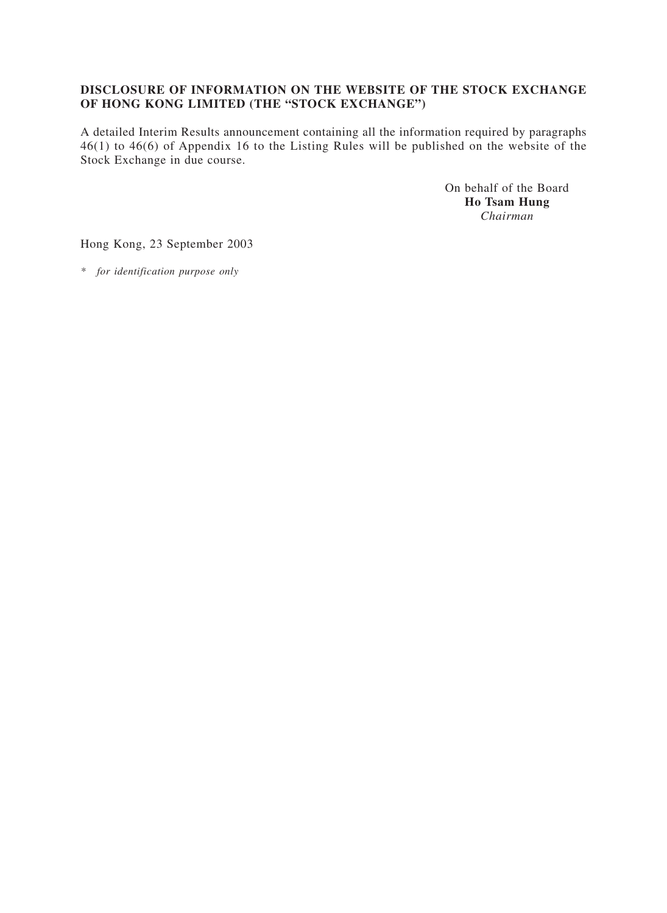**DISCLOSURE OF INFORMATION ON THE WEBSITE OF THE STOCK EXCHANGE OF HONG KONG LIMITED (THE "STOCK EXCHANGE")**

A detailed Interim Results announcement containing all the information required by paragraphs 46(1) to 46(6) of Appendix 16 to the Listing Rules will be published on the website of the Stock Exchange in due course.

On behalf of the Board
**Ho Tsam Hung**
*Chairman*

Hong Kong, 23 September 2003

\* *for identification purpose only*